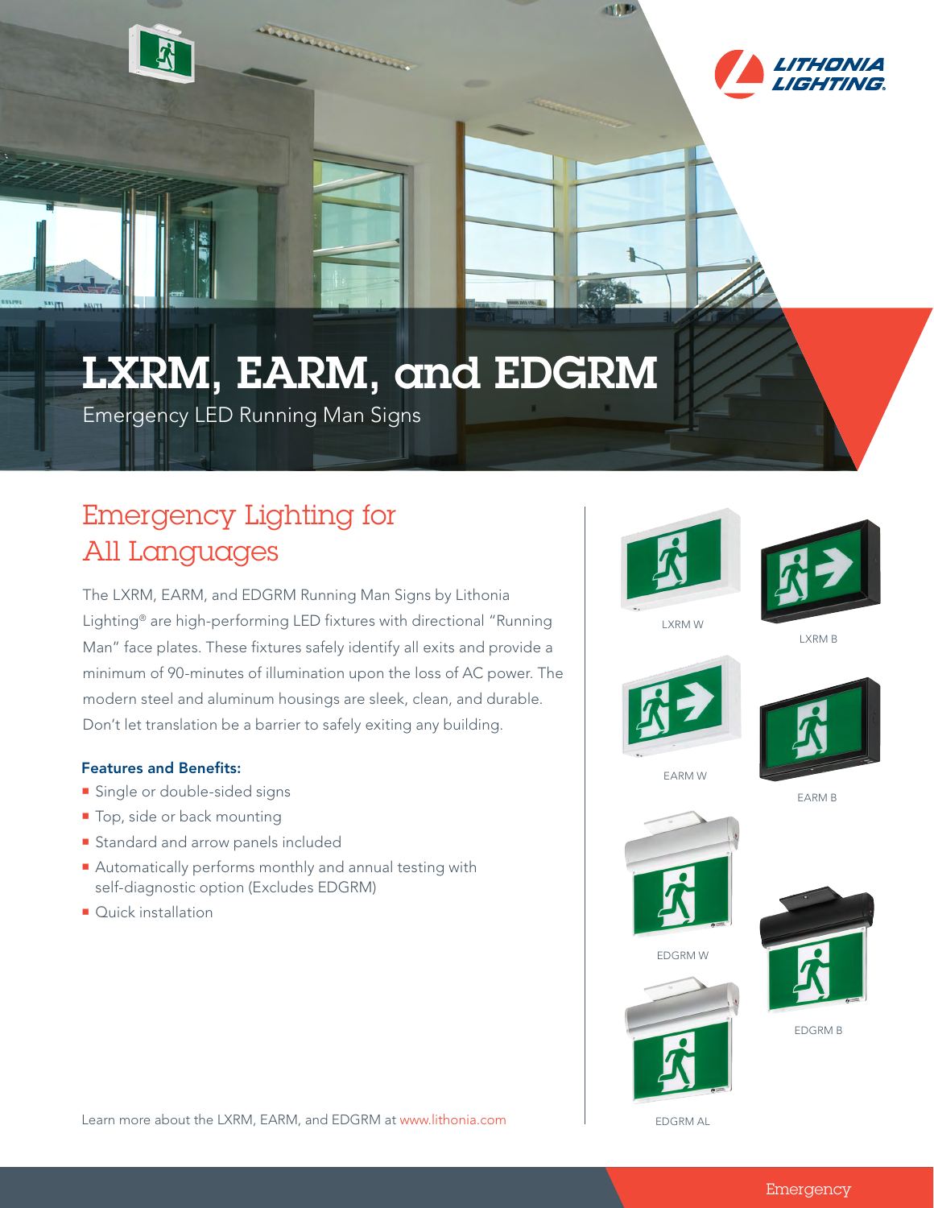# LXRM, EARM, and EDGRM

Emergency LED Running Man Signs

## Emergency Lighting for All Languages

The LXRM, EARM, and EDGRM Running Man Signs by Lithonia Lighting® are high-performing LED fixtures with directional "Running Man" face plates. These fixtures safely identify all exits and provide a minimum of 90-minutes of illumination upon the loss of AC power. The modern steel and aluminum housings are sleek, clean, and durable. Don't let translation be a barrier to safely exiting any building.

### Features and Benefits:

- Single or double-sided signs
- Top, side or back mounting
- Standard and arrow panels included
- Automatically performs monthly and annual testing with self-diagnostic option (Excludes EDGRM)
- Quick installation

LXRM W

LXRM B

EARM W

EARM B

EDGRM W

EDGRM B

EDGRM AL

Learn more about the LXRM, EARM, and EDGRM at www.lithonia.com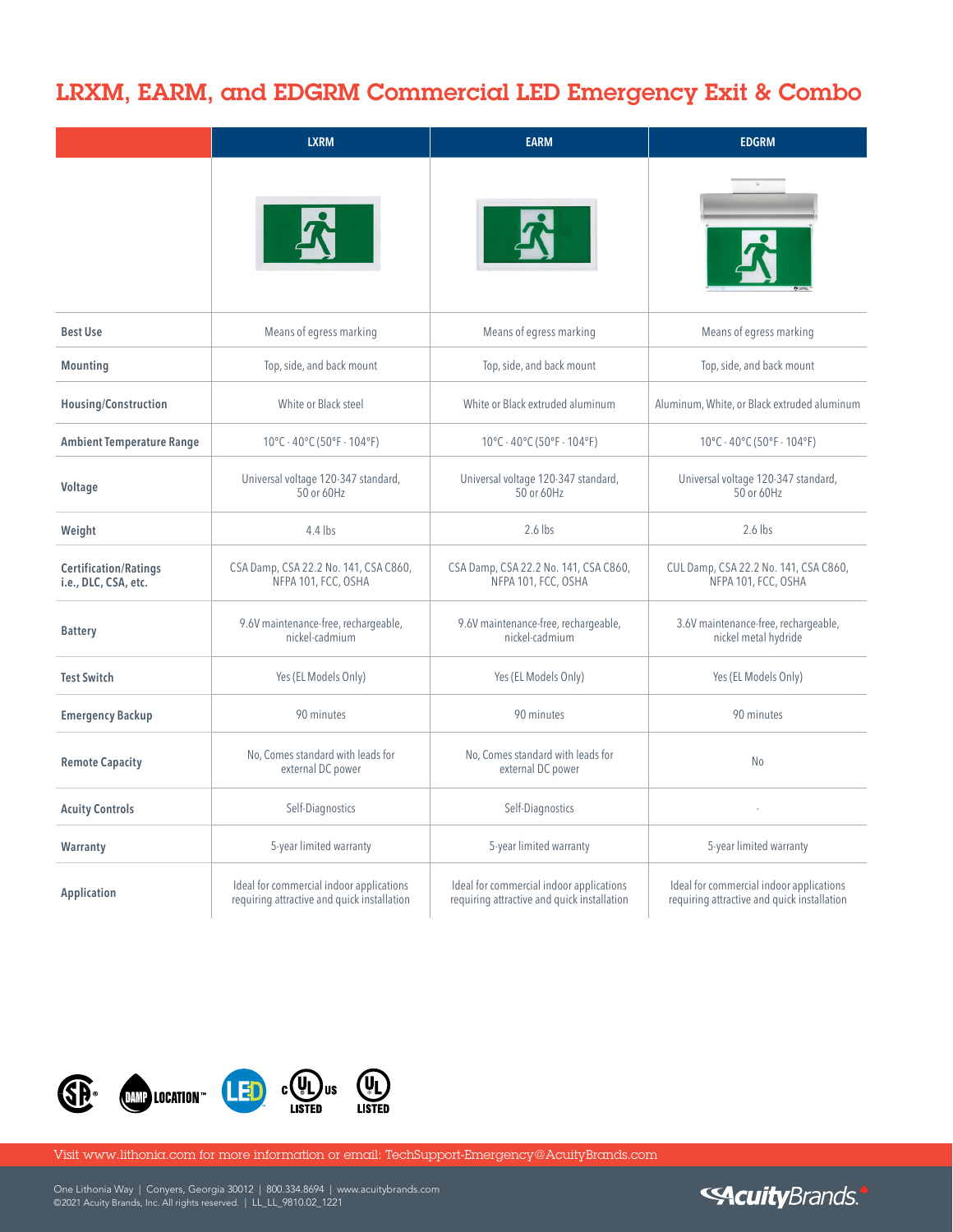# LRXM, EARM, and EDGRM Commercial LED Emergency Exit & Combo

| | LXRM | EARM | EDGRM |
|---|---|---|---|
| **Best Use** | Means of egress marking | Means of egress marking | Means of egress marking |
| **Mounting** | Top, side, and back mount | Top, side, and back mount | Top, side, and back mount |
| **Housing/Construction** | White or Black steel | White or Black extruded aluminum | Aluminum, White, or Black extruded aluminum |
| **Ambient Temperature Range** | 10°C - 40°C (50°F - 104°F) | 10°C - 40°C (50°F - 104°F) | 10°C - 40°C (50°F - 104°F) |
| **Voltage** | Universal voltage 120-347 standard, 50 or 60Hz | Universal voltage 120-347 standard, 50 or 60Hz | Universal voltage 120-347 standard, 50 or 60Hz |
| **Weight** | 4.4 lbs | 2.6 lbs | 2.6 lbs |
| **Certification/Ratings i.e., DLC, CSA, etc.** | CSA Damp, CSA 22.2 No. 141, CSA C860, NFPA 101, FCC, OSHA | CSA Damp, CSA 22.2 No. 141, CSA C860, NFPA 101, FCC, OSHA | CUL Damp, CSA 22.2 No. 141, CSA C860, NFPA 101, FCC, OSHA |
| **Battery** | 9.6V maintenance-free, rechargeable, nickel-cadmium | 9.6V maintenance-free, rechargeable, nickel-cadmium | 3.6V maintenance-free, rechargeable, nickel metal hydride |
| **Test Switch** | Yes (EL Models Only) | Yes (EL Models Only) | Yes (EL Models Only) |
| **Emergency Backup** | 90 minutes | 90 minutes | 90 minutes |
| **Remote Capacity** | No, Comes standard with leads for external DC power | No, Comes standard with leads for external DC power | No |
| **Acuity Controls** | Self-Diagnostics | Self-Diagnostics | - |
| **Warranty** | 5-year limited warranty | 5-year limited warranty | 5-year limited warranty |
| **Application** | Ideal for commercial indoor applications requiring attractive and quick installation | Ideal for commercial indoor applications requiring attractive and quick installation | Ideal for commercial indoor applications requiring attractive and quick installation |

Visit www.lithonia.com for more information or email: TechSupport-Emergency@AcuityBrands.com

One Lithonia Way | Conyers, Georgia 30012 | 800.334.8694 | www.acuitybrands.com
©2021 Acuity Brands, Inc. All rights reserved. | LL_LL_9810.02_1221